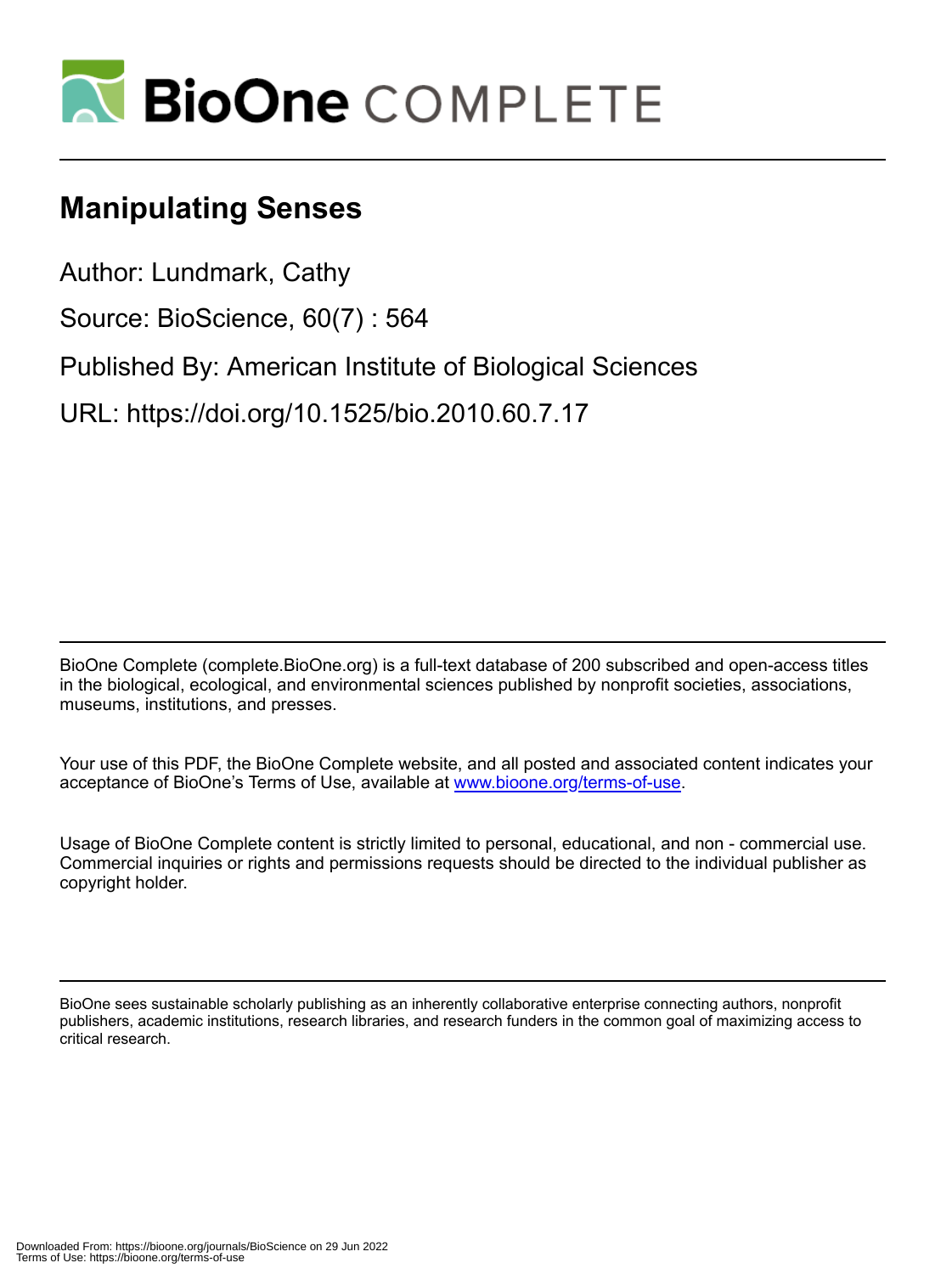# BioOne COMPLETE

## Manipulating Senses

Author: Lundmark, Cathy

Source: BioScience, 60(7) : 564

Published By: American Institute of Biological Sciences

URL: https://doi.org/10.1525/bio.2010.60.7.17

BioOne Complete (complete.BioOne.org) is a full-text database of 200 subscribed and open-access titles in the biological, ecological, and environmental sciences published by nonprofit societies, associations, museums, institutions, and presses.

Your use of this PDF, the BioOne Complete website, and all posted and associated content indicates your acceptance of BioOne's Terms of Use, available at www.bioone.org/terms-of-use.

Usage of BioOne Complete content is strictly limited to personal, educational, and non - commercial use. Commercial inquiries or rights and permissions requests should be directed to the individual publisher as copyright holder.

BioOne sees sustainable scholarly publishing as an inherently collaborative enterprise connecting authors, nonprofit publishers, academic institutions, research libraries, and research funders in the common goal of maximizing access to critical research.

Downloaded From: https://bioone.org/journals/BioScience on 29 Jun 2022
Terms of Use: https://bioone.org/terms-of-use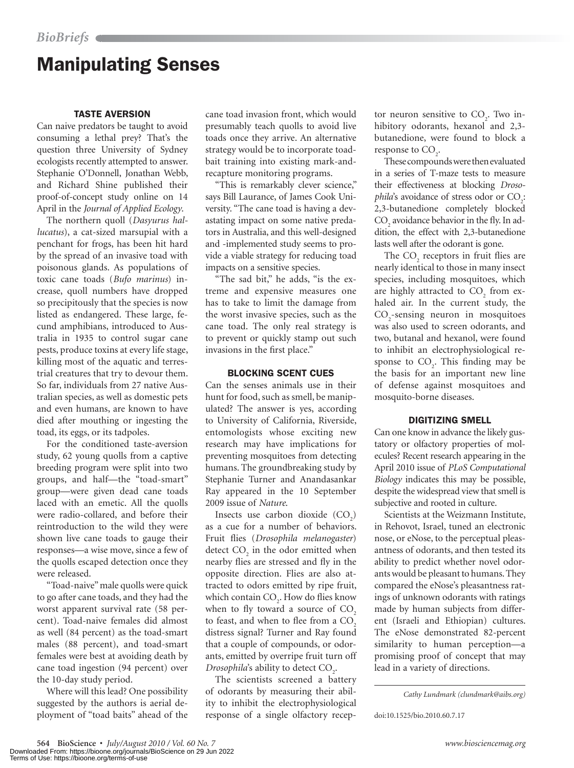*BioBriefs*

# Manipulating Senses

## TASTE AVERSION

Can naive predators be taught to avoid consuming a lethal prey? That's the question three University of Sydney ecologists recently attempted to answer. Stephanie O'Donnell, Jonathan Webb, and Richard Shine published their proof-of-concept study online on 14 April in the *Journal of Applied Ecology*.

The northern quoll (*Dasyurus hallucatus*), a cat-sized marsupial with a penchant for frogs, has been hit hard by the spread of an invasive toad with poisonous glands. As populations of toxic cane toads (*Bufo marinus*) increase, quoll numbers have dropped so precipitously that the species is now listed as endangered. These large, fecund amphibians, introduced to Australia in 1935 to control sugar cane pests, produce toxins at every life stage, killing most of the aquatic and terrestrial creatures that try to devour them. So far, individuals from 27 native Australian species, as well as domestic pets and even humans, are known to have died after mouthing or ingesting the toad, its eggs, or its tadpoles.

For the conditioned taste-aversion study, 62 young quolls from a captive breeding program were split into two groups, and half—the "toad-smart" group—were given dead cane toads laced with an emetic. All the quolls were radio-collared, and before their reintroduction to the wild they were shown live cane toads to gauge their responses—a wise move, since a few of the quolls escaped detection once they were released.

"Toad-naive" male quolls were quick to go after cane toads, and they had the worst apparent survival rate (58 percent). Toad-naive females did almost as well (84 percent) as the toad-smart males (88 percent), and toad-smart females were best at avoiding death by cane toad ingestion (94 percent) over the 10-day study period.

Where will this lead? One possibility suggested by the authors is aerial deployment of "toad baits" ahead of the cane toad invasion front, which would presumably teach quolls to avoid live toads once they arrive. An alternative strategy would be to incorporate toad-bait training into existing mark-and-recapture monitoring programs.

"This is remarkably clever science," says Bill Laurance, of James Cook University. "The cane toad is having a devastating impact on some native predators in Australia, and this well-designed and -implemented study seems to provide a viable strategy for reducing toad impacts on a sensitive species.

"The sad bit," he adds, "is the extreme and expensive measures one has to take to limit the damage from the worst invasive species, such as the cane toad. The only real strategy is to prevent or quickly stamp out such invasions in the first place."

## BLOCKING SCENT CUES

Can the senses animals use in their hunt for food, such as smell, be manipulated? The answer is yes, according to University of California, Riverside, entomologists whose exciting new research may have implications for preventing mosquitoes from detecting humans. The groundbreaking study by Stephanie Turner and Anandasankar Ray appeared in the 10 September 2009 issue of *Nature*.

Insects use carbon dioxide ($CO_2$) as a cue for a number of behaviors. Fruit flies (*Drosophila melanogaster*) detect $CO_2$ in the odor emitted when nearby flies are stressed and fly in the opposite direction. Flies are also attracted to odors emitted by ripe fruit, which contain $CO_2$. How do flies know when to fly toward a source of $CO_2$ to feast, and when to flee from a $CO_2$ distress signal? Turner and Ray found that a couple of compounds, or odorants, emitted by overripe fruit turn off *Drosophila*'s ability to detect $CO_2$.

The scientists screened a battery of odorants by measuring their ability to inhibit the electrophysiological response of a single olfactory receptor neuron sensitive to $CO_2$. Two inhibitory odorants, hexanol and 2,3-butanedione, were found to block a response to $CO_2$.

These compounds were then evaluated in a series of T-maze tests to measure their effectiveness at blocking *Drosophila*'s avoidance of stress odor or $CO_2$: 2,3-butanedione completely blocked $CO_2$ avoidance behavior in the fly. In addition, the effect with 2,3-butanedione lasts well after the odorant is gone.

The $CO_2$ receptors in fruit flies are nearly identical to those in many insect species, including mosquitoes, which are highly attracted to $CO_2$ from exhaled air. In the current study, the $CO_2$-sensing neuron in mosquitoes was also used to screen odorants, and two, butanal and hexanol, were found to inhibit an electrophysiological response to $CO_2$. This finding may be the basis for an important new line of defense against mosquitoes and mosquito-borne diseases.

## DIGITIZING SMELL

Can one know in advance the likely gustatory or olfactory properties of molecules? Recent research appearing in the April 2010 issue of *PLoS Computational Biology* indicates this may be possible, despite the widespread view that smell is subjective and rooted in culture.

Scientists at the Weizmann Institute, in Rehovot, Israel, tuned an electronic nose, or eNose, to the perceptual pleasantness of odorants, and then tested its ability to predict whether novel odorants would be pleasant to humans. They compared the eNose's pleasantness ratings of unknown odorants with ratings made by human subjects from different (Israeli and Ethiopian) cultures. The eNose demonstrated 82-percent similarity to human perception—a promising proof of concept that may lead in a variety of directions.

*Cathy Lundmark (clundmark@aibs.org)*

doi:10.1525/bio.2010.60.7.17